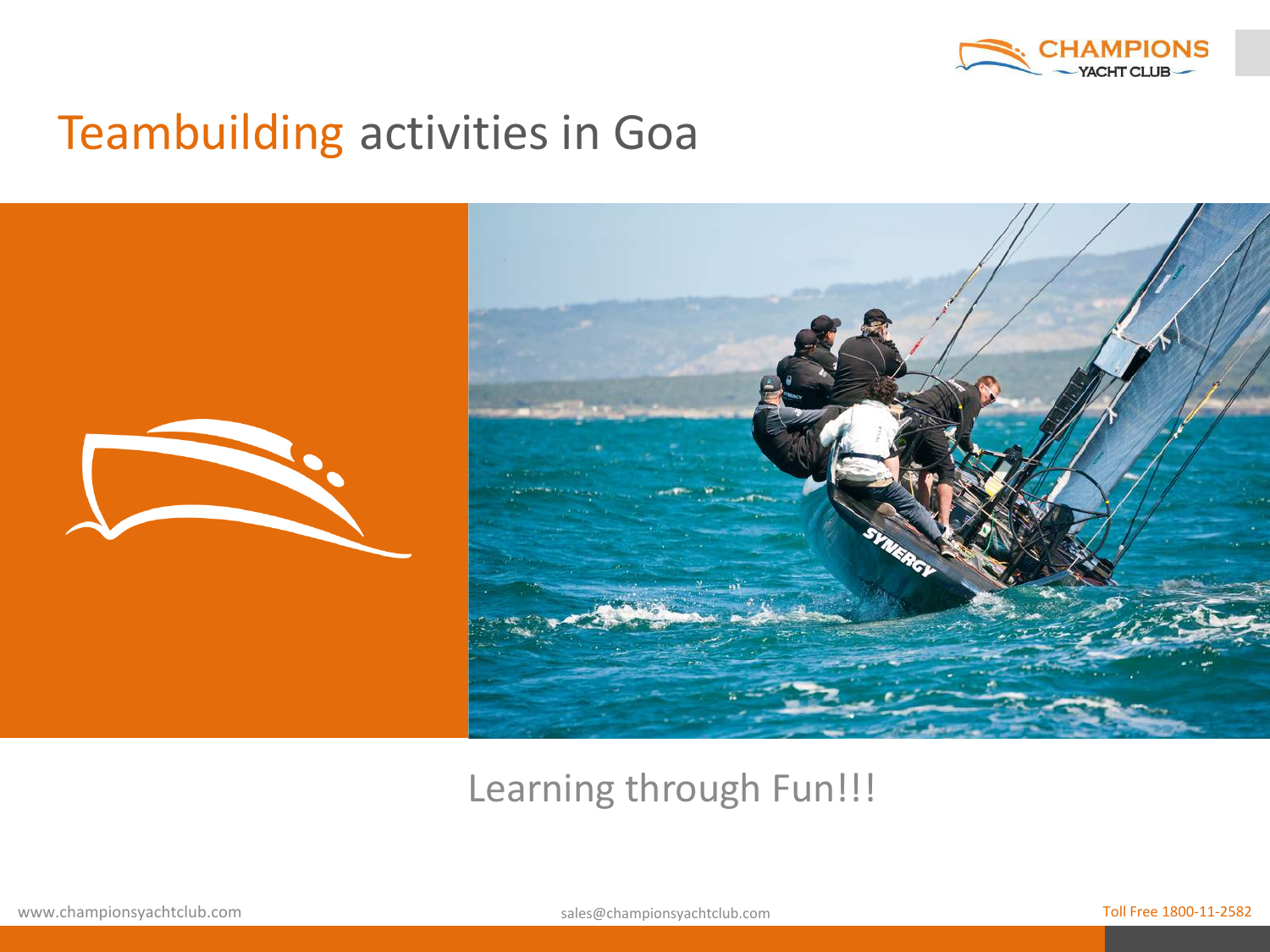# Teambuilding activities in Goa

Learning through Fun!!!

www.championsyachtclub.com

sales@championsyachtclub.com

Toll Free 1800-11-2582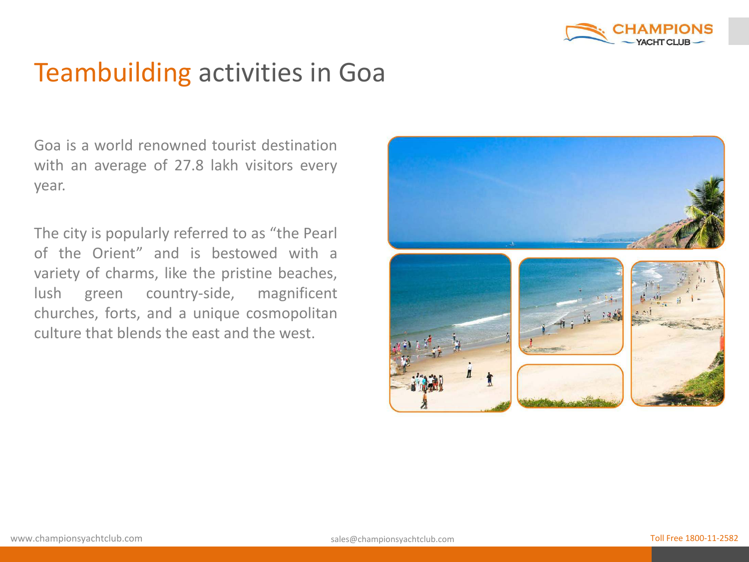# Teambuilding activities in Goa

Goa is a world renowned tourist destination with an average of 27.8 lakh visitors every year.

The city is popularly referred to as "the Pearl of the Orient" and is bestowed with a variety of charms, like the pristine beaches, lush green country-side, magnificent churches, forts, and a unique cosmopolitan culture that blends the east and the west.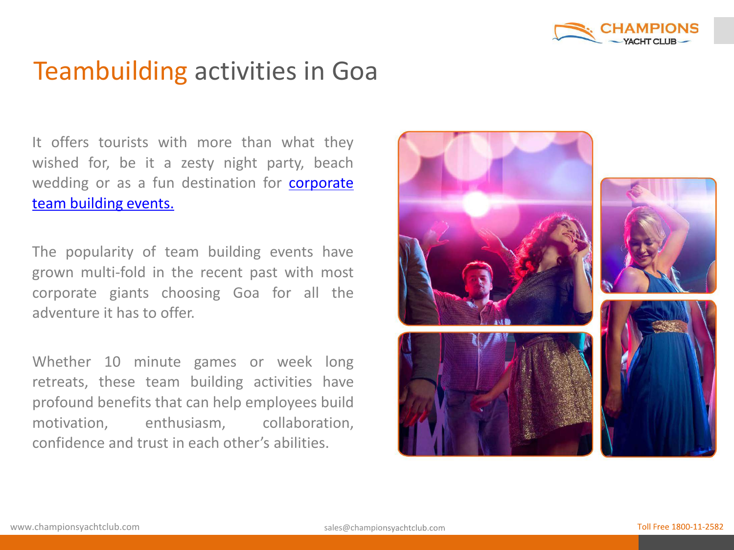# Teambuilding activities in Goa

It offers tourists with more than what they wished for, be it a zesty night party, beach wedding or as a fun destination for corporate team building events.

The popularity of team building events have grown multi-fold in the recent past with most corporate giants choosing Goa for all the adventure it has to offer.

Whether 10 minute games or week long retreats, these team building activities have profound benefits that can help employees build motivation, enthusiasm, collaboration, confidence and trust in each other's abilities.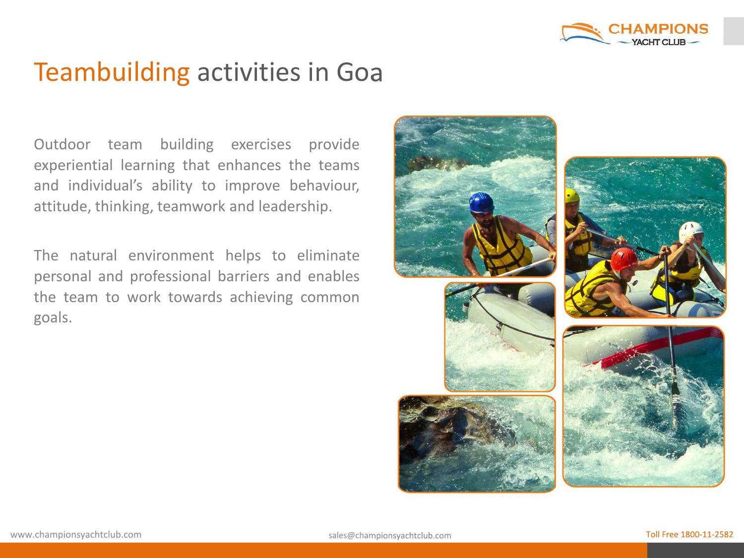# Teambuilding activities in Goa

Outdoor team building exercises provide experiential learning that enhances the teams and individual's ability to improve behaviour, attitude, thinking, teamwork and leadership.

The natural environment helps to eliminate personal and professional barriers and enables the team to work towards achieving common goals.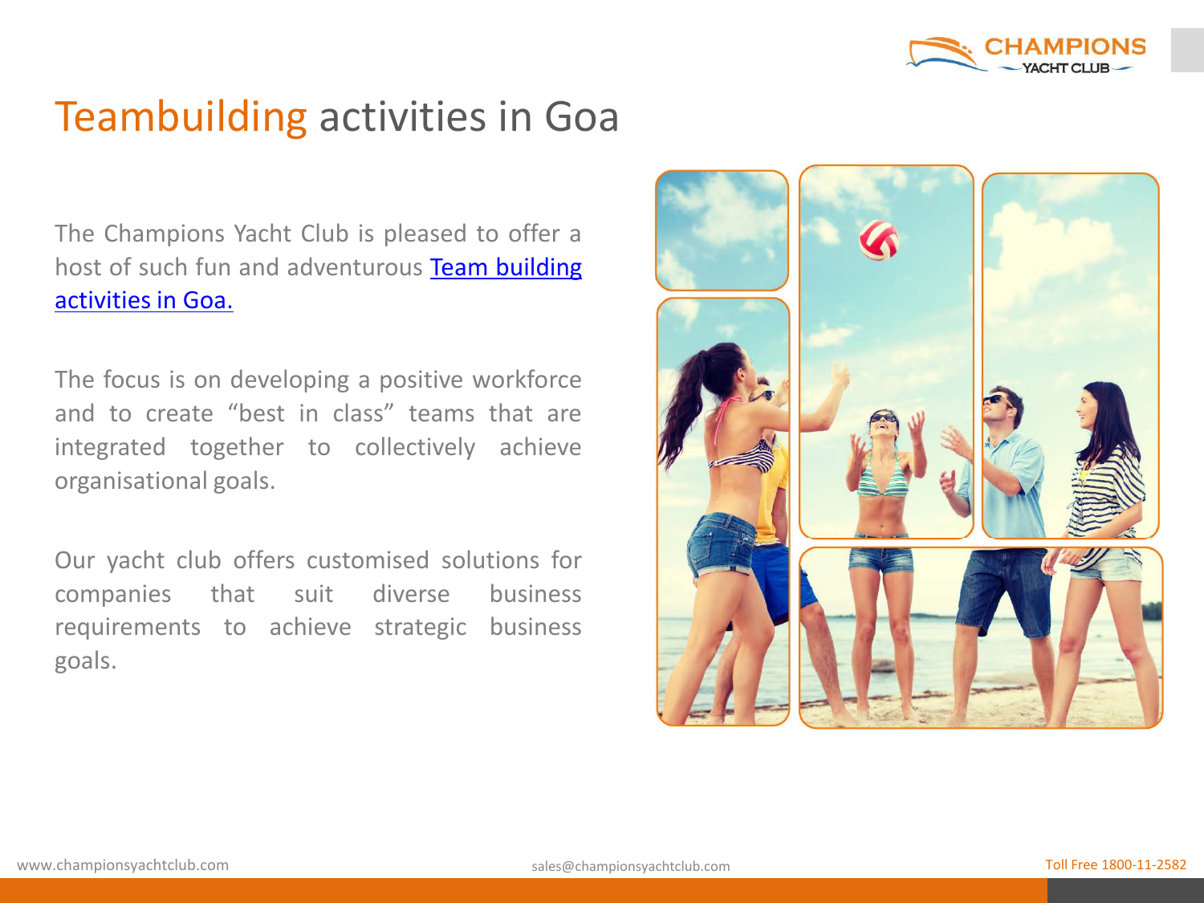# Teambuilding activities in Goa

The Champions Yacht Club is pleased to offer a host of such fun and adventurous Team building activities in Goa.

The focus is on developing a positive workforce and to create "best in class" teams that are integrated together to collectively achieve organisational goals.

Our yacht club offers customised solutions for companies that suit diverse business requirements to achieve strategic business goals.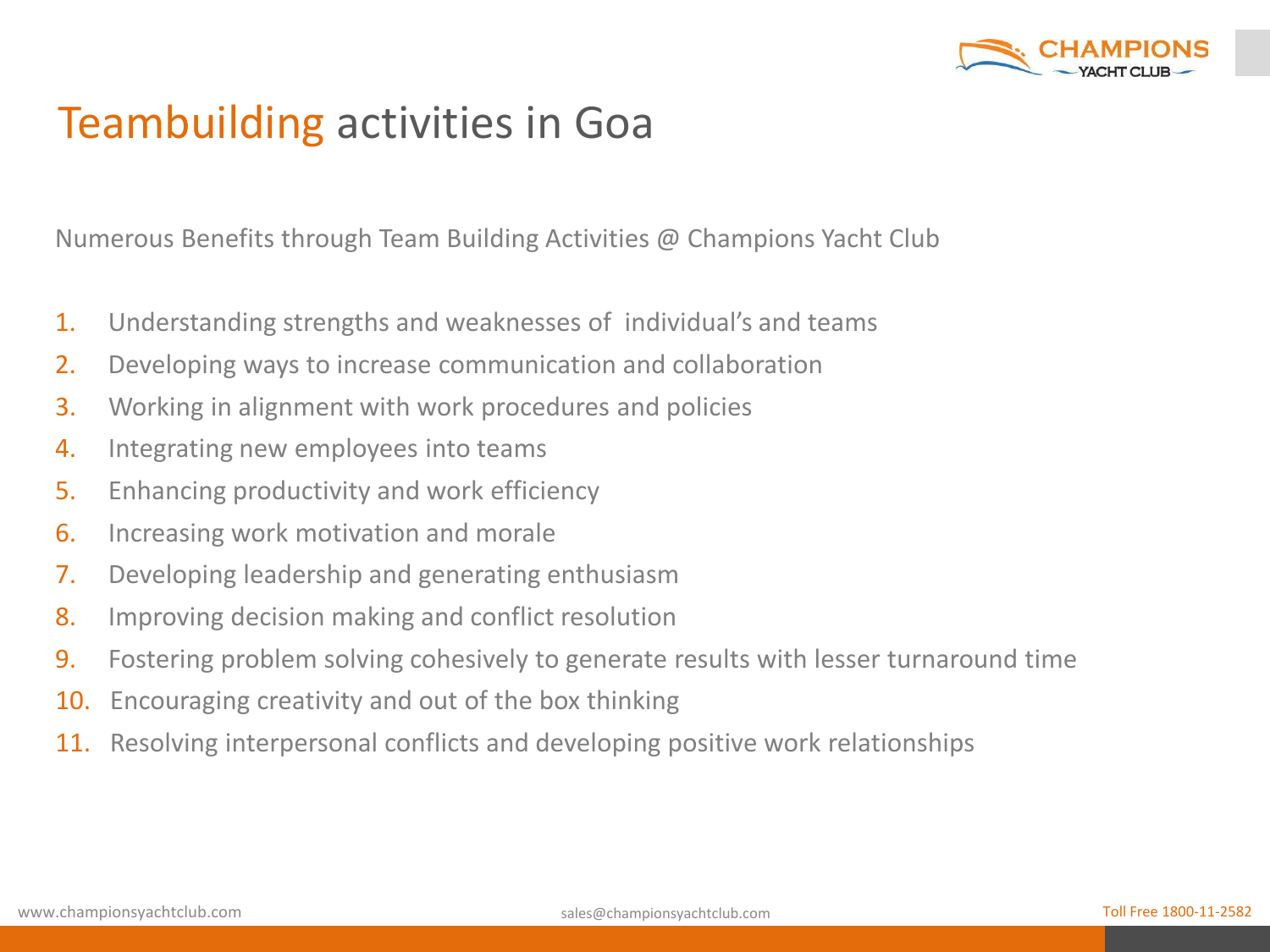# Teambuilding activities in Goa

Numerous Benefits through Team Building Activities @ Champions Yacht Club

1. Understanding strengths and weaknesses of individual's and teams
2. Developing ways to increase communication and collaboration
3. Working in alignment with work procedures and policies
4. Integrating new employees into teams
5. Enhancing productivity and work efficiency
6. Increasing work motivation and morale
7. Developing leadership and generating enthusiasm
8. Improving decision making and conflict resolution
9. Fostering problem solving cohesively to generate results with lesser turnaround time
10. Encouraging creativity and out of the box thinking
11. Resolving interpersonal conflicts and developing positive work relationships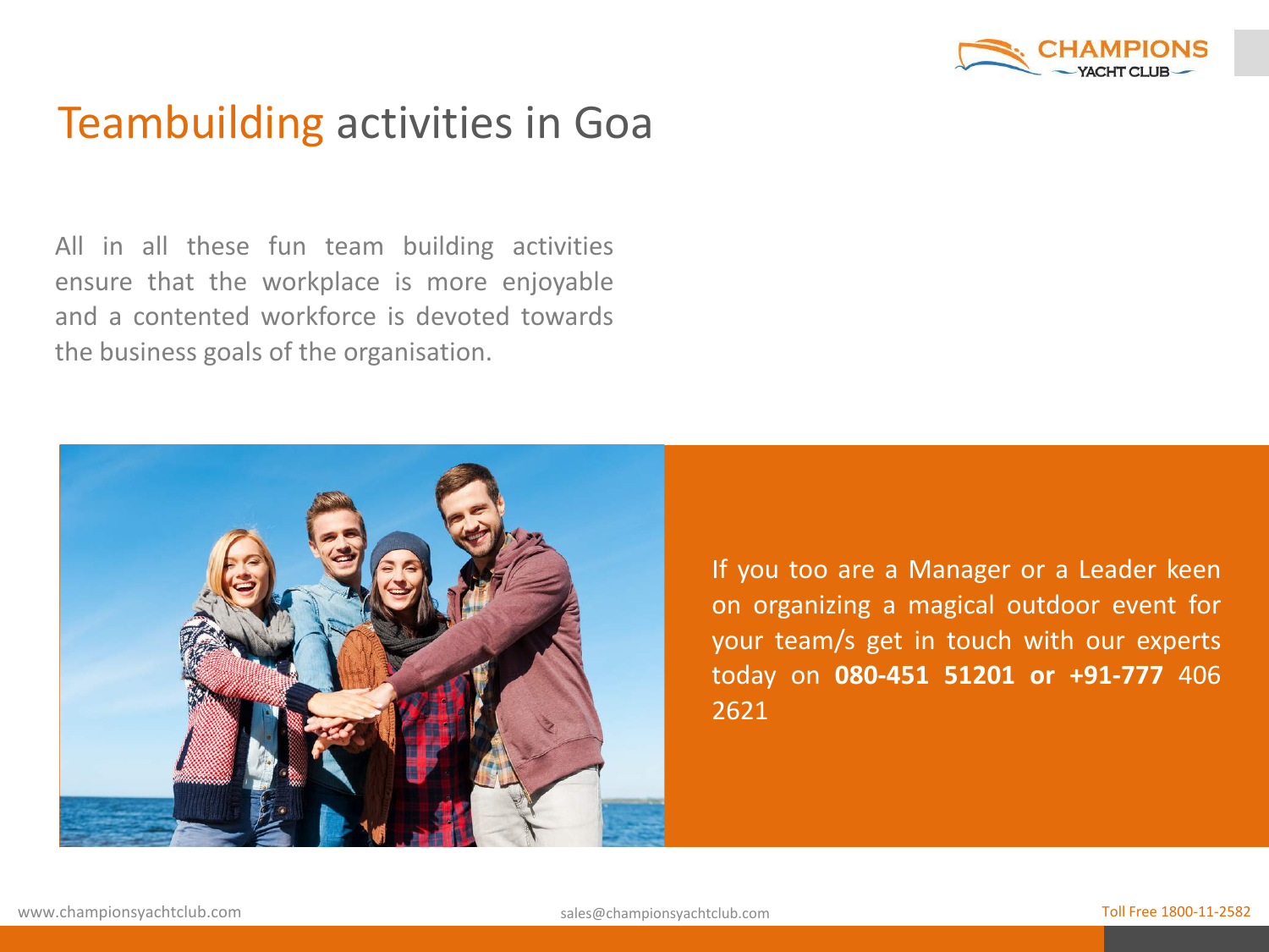# Teambuilding activities in Goa

All in all these fun team building activities ensure that the workplace is more enjoyable and a contented workforce is devoted towards the business goals of the organisation.

If you too are a Manager or a Leader keen on organizing a magical outdoor event for your team/s get in touch with our experts today on **080-451 51201 or +91-777** 406 2621

www.championsyachtclub.com

sales@championsyachtclub.com

Toll Free 1800-11-2582